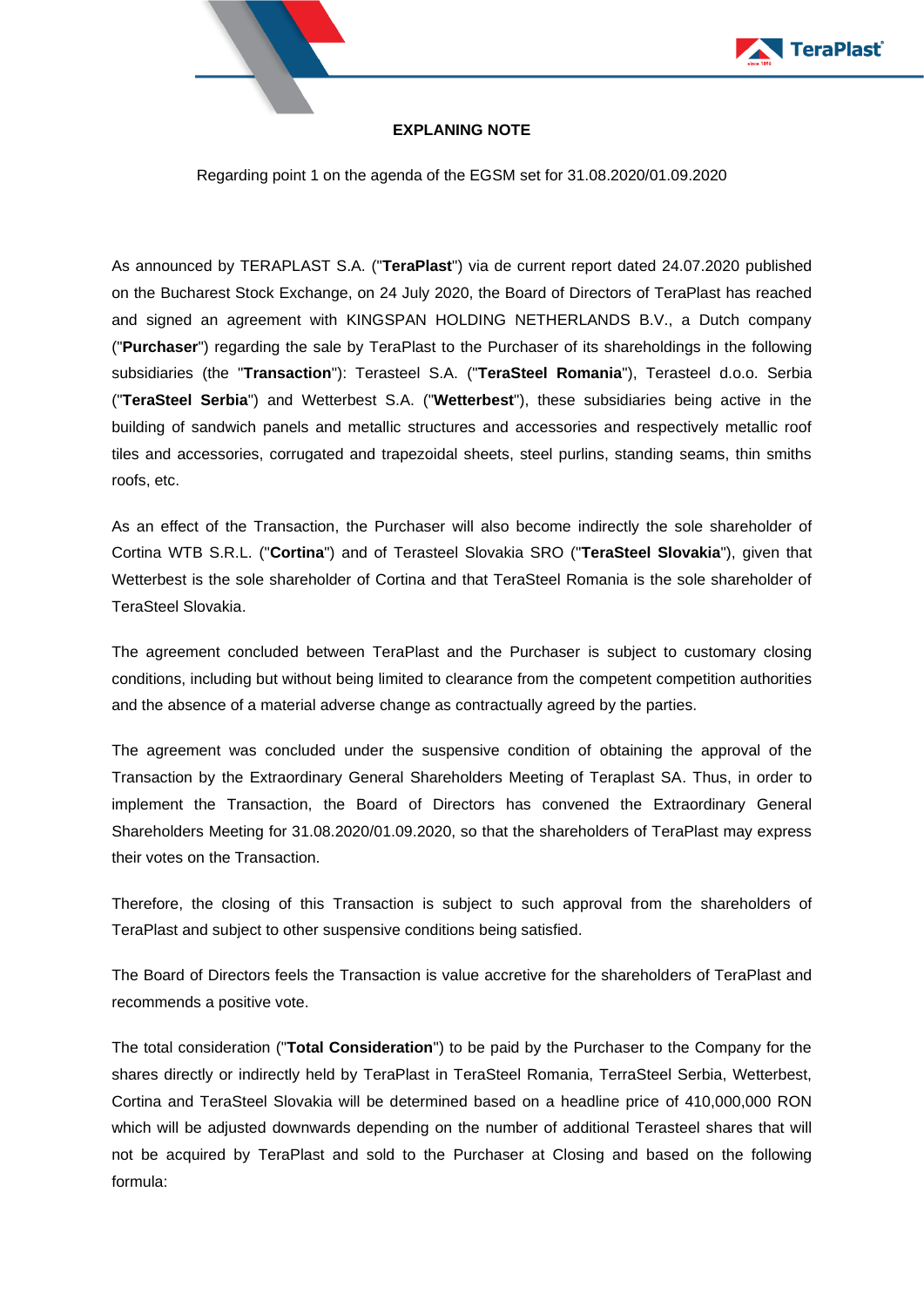**EXPLANING NOTE**

Regarding point 1 on the agenda of the EGSM set for 31.08.2020/01.09.2020

As announced by TERAPLAST S.A. ("**TeraPlast**") via de current report dated 24.07.2020 published on the Bucharest Stock Exchange, on 24 July 2020, the Board of Directors of TeraPlast has reached and signed an agreement with KINGSPAN HOLDING NETHERLANDS B.V., a Dutch company ("**Purchaser**") regarding the sale by TeraPlast to the Purchaser of its shareholdings in the following subsidiaries (the "**Transaction**"): Terasteel S.A. ("**TeraSteel Romania**"), Terasteel d.o.o. Serbia ("**TeraSteel Serbia**") and Wetterbest S.A. ("**Wetterbest**"), these subsidiaries being active in the building of sandwich panels and metallic structures and accessories and respectively metallic roof tiles and accessories, corrugated and trapezoidal sheets, steel purlins, standing seams, thin smiths roofs, etc.

As an effect of the Transaction, the Purchaser will also become indirectly the sole shareholder of Cortina WTB S.R.L. ("**Cortina**") and of Terasteel Slovakia SRO ("**TeraSteel Slovakia**"), given that Wetterbest is the sole shareholder of Cortina and that TeraSteel Romania is the sole shareholder of TeraSteel Slovakia.

The agreement concluded between TeraPlast and the Purchaser is subject to customary closing conditions, including but without being limited to clearance from the competent competition authorities and the absence of a material adverse change as contractually agreed by the parties.

The agreement was concluded under the suspensive condition of obtaining the approval of the Transaction by the Extraordinary General Shareholders Meeting of Teraplast SA. Thus, in order to implement the Transaction, the Board of Directors has convened the Extraordinary General Shareholders Meeting for 31.08.2020/01.09.2020, so that the shareholders of TeraPlast may express their votes on the Transaction.

Therefore, the closing of this Transaction is subject to such approval from the shareholders of TeraPlast and subject to other suspensive conditions being satisfied.

The Board of Directors feels the Transaction is value accretive for the shareholders of TeraPlast and recommends a positive vote.

The total consideration ("**Total Consideration**") to be paid by the Purchaser to the Company for the shares directly or indirectly held by TeraPlast in TeraSteel Romania, TerraSteel Serbia, Wetterbest, Cortina and TeraSteel Slovakia will be determined based on a headline price of 410,000,000 RON which will be adjusted downwards depending on the number of additional Terasteel shares that will not be acquired by TeraPlast and sold to the Purchaser at Closing and based on the following formula: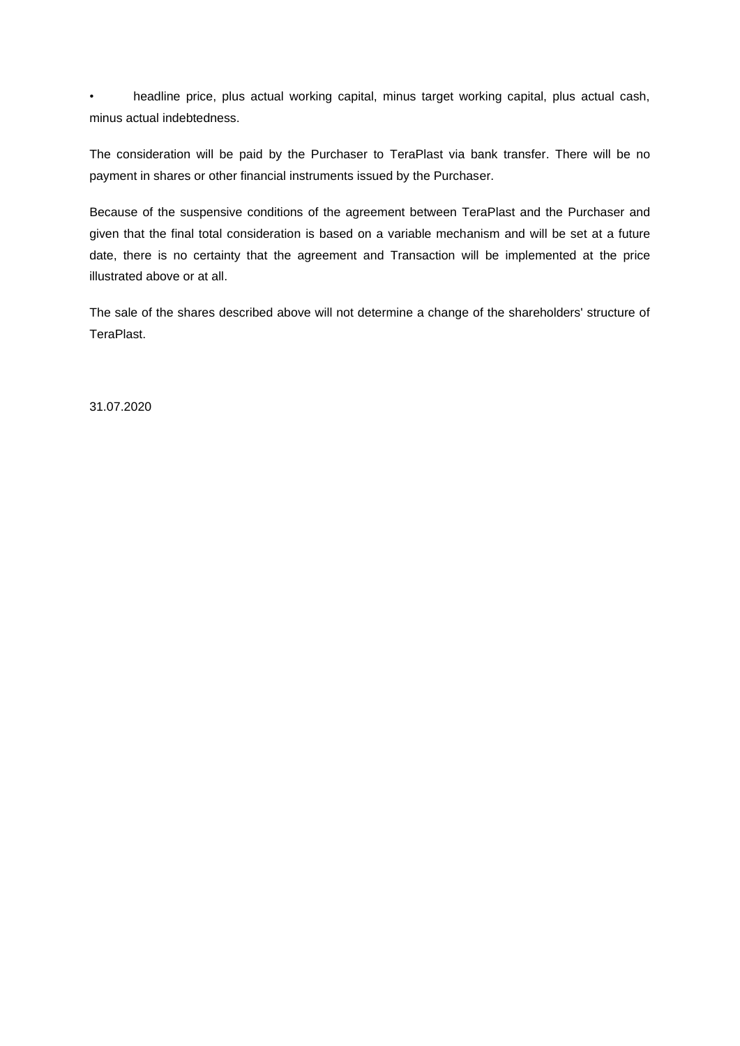- headline price, plus actual working capital, minus target working capital, plus actual cash, minus actual indebtedness.

The consideration will be paid by the Purchaser to TeraPlast via bank transfer. There will be no payment in shares or other financial instruments issued by the Purchaser.

Because of the suspensive conditions of the agreement between TeraPlast and the Purchaser and given that the final total consideration is based on a variable mechanism and will be set at a future date, there is no certainty that the agreement and Transaction will be implemented at the price illustrated above or at all.

The sale of the shares described above will not determine a change of the shareholders' structure of TeraPlast.

31.07.2020